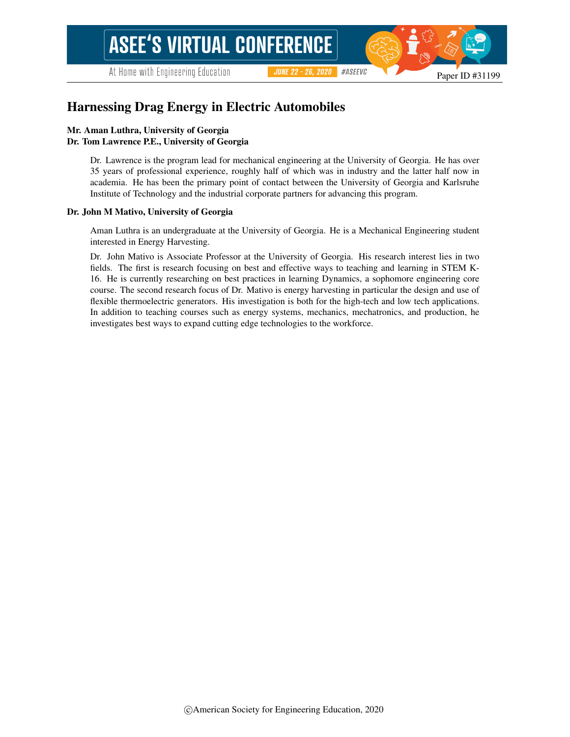# Harnessing Drag Energy in Electric Automobiles

**Mr. Aman Luthra, University of Georgia**
**Dr. Tom Lawrence P.E., University of Georgia**

Dr. Lawrence is the program lead for mechanical engineering at the University of Georgia. He has over 35 years of professional experience, roughly half of which was in industry and the latter half now in academia. He has been the primary point of contact between the University of Georgia and Karlsruhe Institute of Technology and the industrial corporate partners for advancing this program.

**Dr. John M Mativo, University of Georgia**

Aman Luthra is an undergraduate at the University of Georgia. He is a Mechanical Engineering student interested in Energy Harvesting.

Dr. John Mativo is Associate Professor at the University of Georgia. His research interest lies in two fields. The first is research focusing on best and effective ways to teaching and learning in STEM K-16. He is currently researching on best practices in learning Dynamics, a sophomore engineering core course. The second research focus of Dr. Mativo is energy harvesting in particular the design and use of flexible thermoelectric generators. His investigation is both for the high-tech and low tech applications. In addition to teaching courses such as energy systems, mechanics, mechatronics, and production, he investigates best ways to expand cutting edge technologies to the workforce.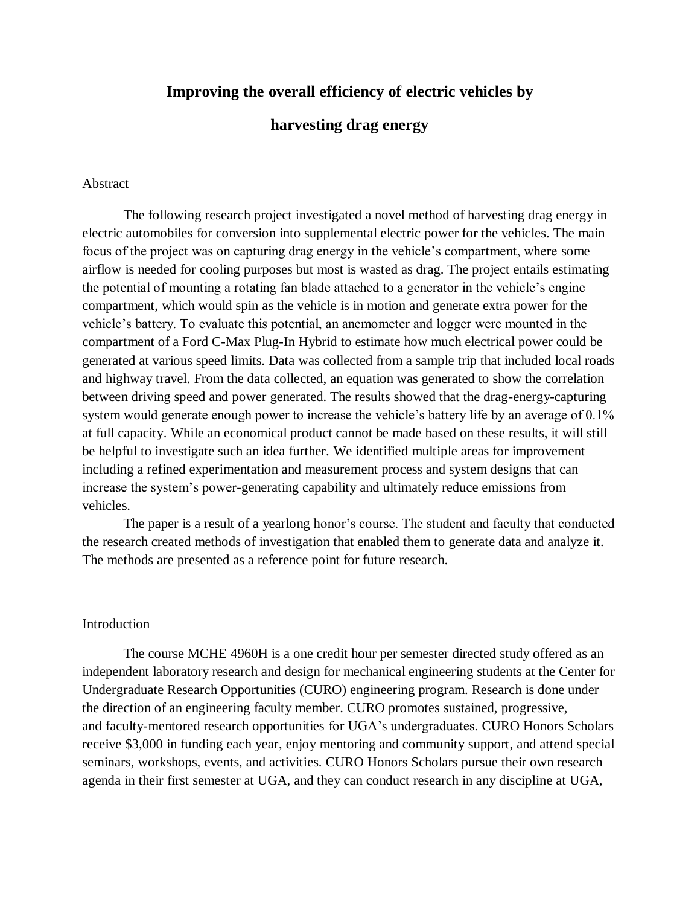# Improving the overall efficiency of electric vehicles by harvesting drag energy

## Abstract

The following research project investigated a novel method of harvesting drag energy in electric automobiles for conversion into supplemental electric power for the vehicles. The main focus of the project was on capturing drag energy in the vehicle's compartment, where some airflow is needed for cooling purposes but most is wasted as drag. The project entails estimating the potential of mounting a rotating fan blade attached to a generator in the vehicle's engine compartment, which would spin as the vehicle is in motion and generate extra power for the vehicle's battery. To evaluate this potential, an anemometer and logger were mounted in the compartment of a Ford C-Max Plug-In Hybrid to estimate how much electrical power could be generated at various speed limits. Data was collected from a sample trip that included local roads and highway travel. From the data collected, an equation was generated to show the correlation between driving speed and power generated. The results showed that the drag-energy-capturing system would generate enough power to increase the vehicle's battery life by an average of 0.1% at full capacity. While an economical product cannot be made based on these results, it will still be helpful to investigate such an idea further. We identified multiple areas for improvement including a refined experimentation and measurement process and system designs that can increase the system's power-generating capability and ultimately reduce emissions from vehicles.

The paper is a result of a yearlong honor's course. The student and faculty that conducted the research created methods of investigation that enabled them to generate data and analyze it. The methods are presented as a reference point for future research.

## Introduction

The course MCHE 4960H is a one credit hour per semester directed study offered as an independent laboratory research and design for mechanical engineering students at the Center for Undergraduate Research Opportunities (CURO) engineering program. Research is done under the direction of an engineering faculty member. CURO promotes sustained, progressive, and faculty-mentored research opportunities for UGA's undergraduates. CURO Honors Scholars receive $3,000 in funding each year, enjoy mentoring and community support, and attend special seminars, workshops, events, and activities. CURO Honors Scholars pursue their own research agenda in their first semester at UGA, and they can conduct research in any discipline at UGA,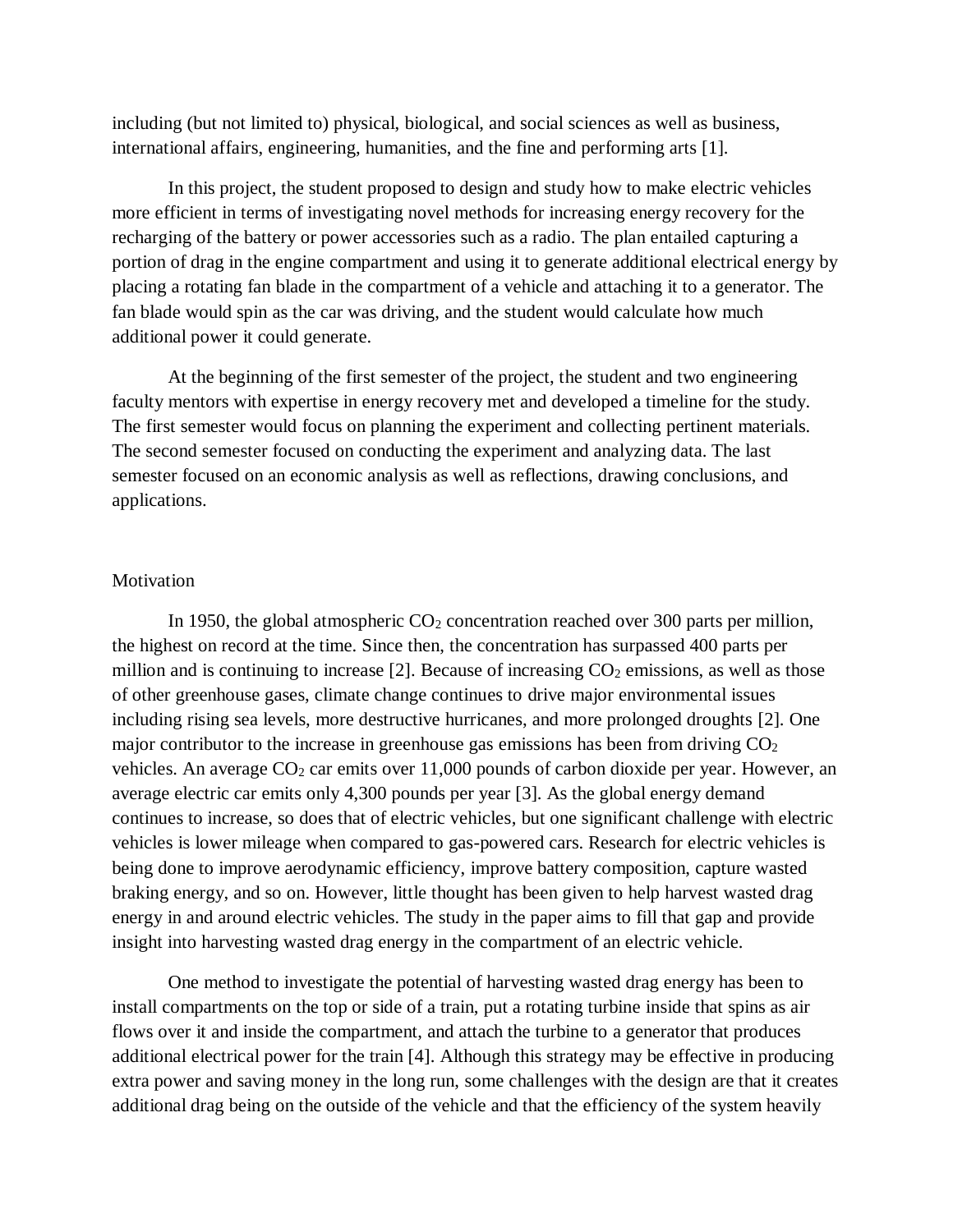including (but not limited to) physical, biological, and social sciences as well as business, international affairs, engineering, humanities, and the fine and performing arts [1].

In this project, the student proposed to design and study how to make electric vehicles more efficient in terms of investigating novel methods for increasing energy recovery for the recharging of the battery or power accessories such as a radio. The plan entailed capturing a portion of drag in the engine compartment and using it to generate additional electrical energy by placing a rotating fan blade in the compartment of a vehicle and attaching it to a generator. The fan blade would spin as the car was driving, and the student would calculate how much additional power it could generate.

At the beginning of the first semester of the project, the student and two engineering faculty mentors with expertise in energy recovery met and developed a timeline for the study. The first semester would focus on planning the experiment and collecting pertinent materials. The second semester focused on conducting the experiment and analyzing data. The last semester focused on an economic analysis as well as reflections, drawing conclusions, and applications.

## Motivation

In 1950, the global atmospheric $CO_2$ concentration reached over 300 parts per million, the highest on record at the time. Since then, the concentration has surpassed 400 parts per million and is continuing to increase [2]. Because of increasing $CO_2$ emissions, as well as those of other greenhouse gases, climate change continues to drive major environmental issues including rising sea levels, more destructive hurricanes, and more prolonged droughts [2]. One major contributor to the increase in greenhouse gas emissions has been from driving $CO_2$ vehicles. An average $CO_2$ car emits over 11,000 pounds of carbon dioxide per year. However, an average electric car emits only 4,300 pounds per year [3]. As the global energy demand continues to increase, so does that of electric vehicles, but one significant challenge with electric vehicles is lower mileage when compared to gas-powered cars. Research for electric vehicles is being done to improve aerodynamic efficiency, improve battery composition, capture wasted braking energy, and so on. However, little thought has been given to help harvest wasted drag energy in and around electric vehicles. The study in the paper aims to fill that gap and provide insight into harvesting wasted drag energy in the compartment of an electric vehicle.

One method to investigate the potential of harvesting wasted drag energy has been to install compartments on the top or side of a train, put a rotating turbine inside that spins as air flows over it and inside the compartment, and attach the turbine to a generator that produces additional electrical power for the train [4]. Although this strategy may be effective in producing extra power and saving money in the long run, some challenges with the design are that it creates additional drag being on the outside of the vehicle and that the efficiency of the system heavily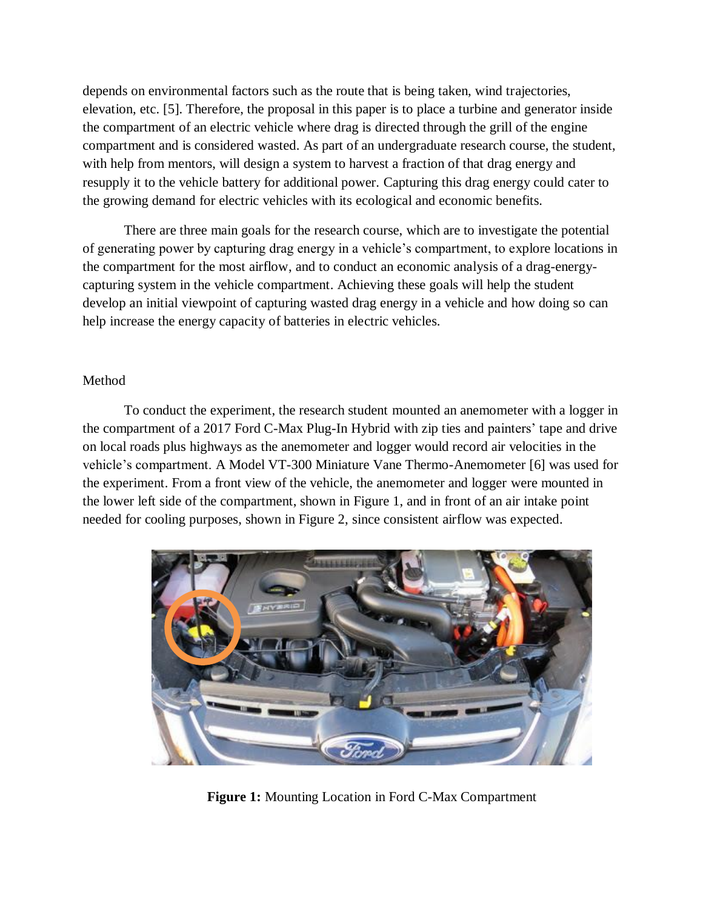depends on environmental factors such as the route that is being taken, wind trajectories, elevation, etc. [5]. Therefore, the proposal in this paper is to place a turbine and generator inside the compartment of an electric vehicle where drag is directed through the grill of the engine compartment and is considered wasted. As part of an undergraduate research course, the student, with help from mentors, will design a system to harvest a fraction of that drag energy and resupply it to the vehicle battery for additional power. Capturing this drag energy could cater to the growing demand for electric vehicles with its ecological and economic benefits.

There are three main goals for the research course, which are to investigate the potential of generating power by capturing drag energy in a vehicle's compartment, to explore locations in the compartment for the most airflow, and to conduct an economic analysis of a drag-energy-capturing system in the vehicle compartment. Achieving these goals will help the student develop an initial viewpoint of capturing wasted drag energy in a vehicle and how doing so can help increase the energy capacity of batteries in electric vehicles.

## Method

To conduct the experiment, the research student mounted an anemometer with a logger in the compartment of a 2017 Ford C-Max Plug-In Hybrid with zip ties and painters' tape and drive on local roads plus highways as the anemometer and logger would record air velocities in the vehicle's compartment. A Model VT-300 Miniature Vane Thermo-Anemometer [6] was used for the experiment. From a front view of the vehicle, the anemometer and logger were mounted in the lower left side of the compartment, shown in Figure 1, and in front of an air intake point needed for cooling purposes, shown in Figure 2, since consistent airflow was expected.

**Figure 1:** Mounting Location in Ford C-Max Compartment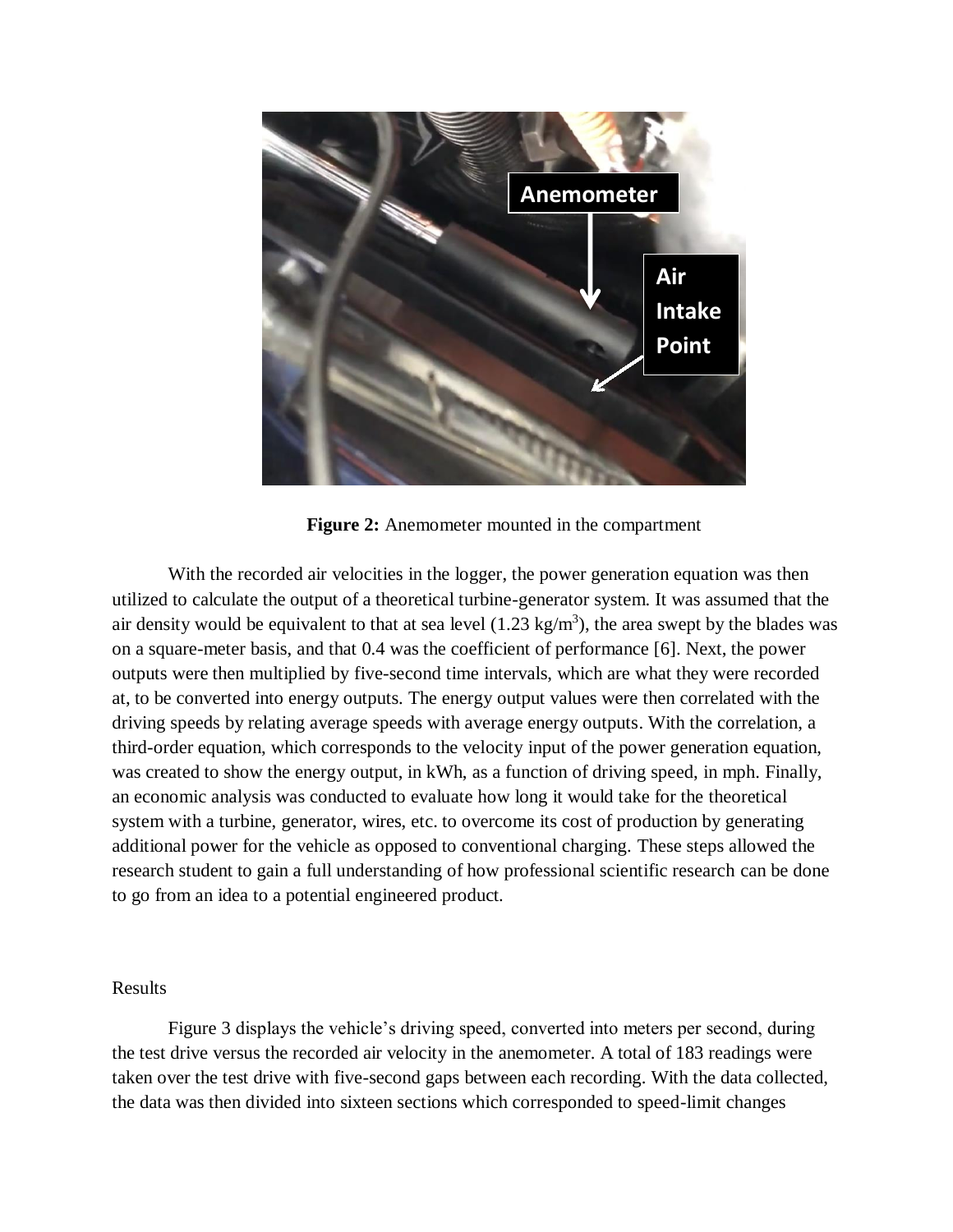**Figure 2:** Anemometer mounted in the compartment

With the recorded air velocities in the logger, the power generation equation was then utilized to calculate the output of a theoretical turbine-generator system. It was assumed that the air density would be equivalent to that at sea level (1.23 $kg/m^3$), the area swept by the blades was on a square-meter basis, and that 0.4 was the coefficient of performance [6]. Next, the power outputs were then multiplied by five-second time intervals, which are what they were recorded at, to be converted into energy outputs. The energy output values were then correlated with the driving speeds by relating average speeds with average energy outputs. With the correlation, a third-order equation, which corresponds to the velocity input of the power generation equation, was created to show the energy output, in kWh, as a function of driving speed, in mph. Finally, an economic analysis was conducted to evaluate how long it would take for the theoretical system with a turbine, generator, wires, etc. to overcome its cost of production by generating additional power for the vehicle as opposed to conventional charging. These steps allowed the research student to gain a full understanding of how professional scientific research can be done to go from an idea to a potential engineered product.

## Results

Figure 3 displays the vehicle's driving speed, converted into meters per second, during the test drive versus the recorded air velocity in the anemometer. A total of 183 readings were taken over the test drive with five-second gaps between each recording. With the data collected, the data was then divided into sixteen sections which corresponded to speed-limit changes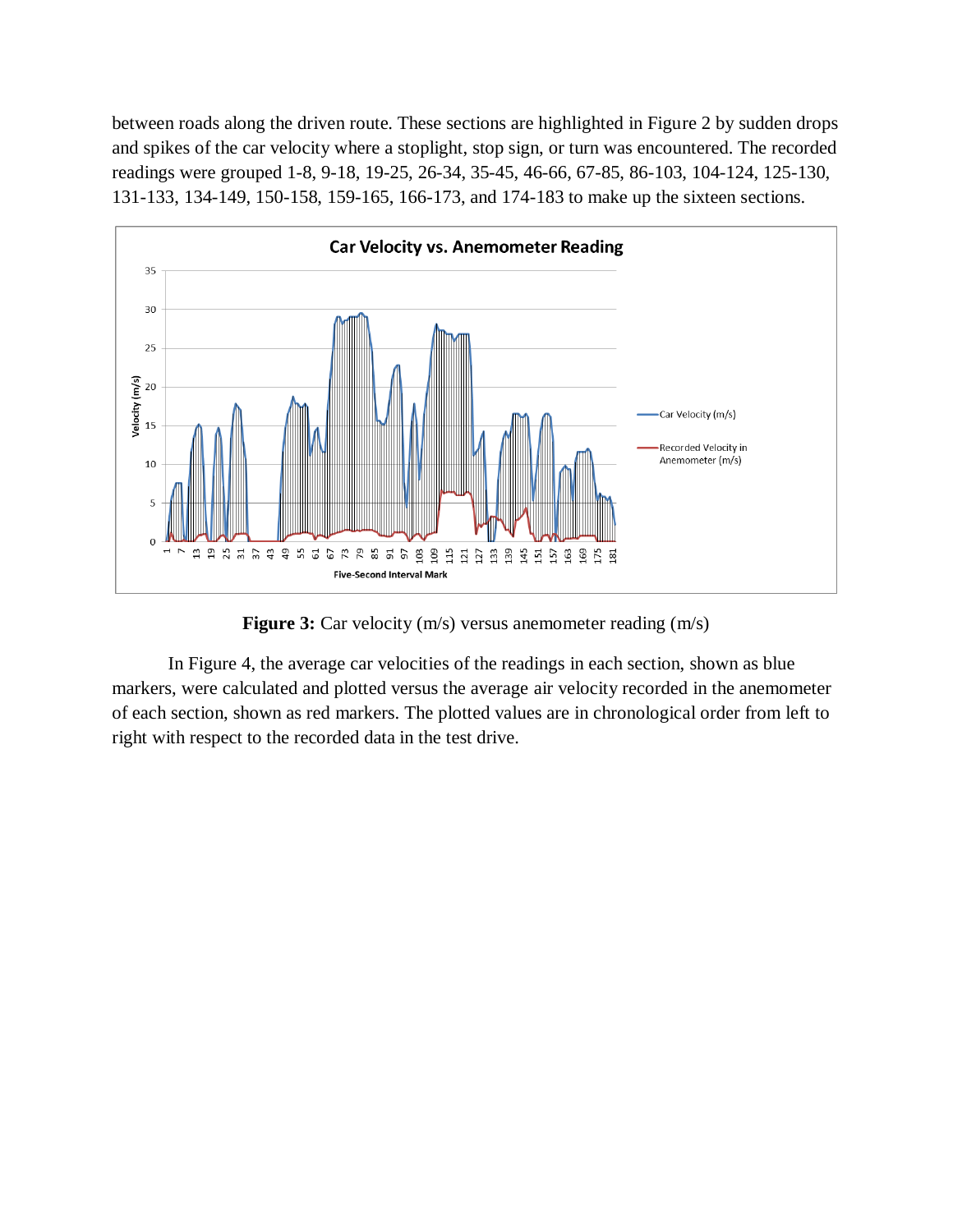between roads along the driven route. These sections are highlighted in Figure 2 by sudden drops and spikes of the car velocity where a stoplight, stop sign, or turn was encountered. The recorded readings were grouped 1-8, 9-18, 19-25, 26-34, 35-45, 46-66, 67-85, 86-103, 104-124, 125-130, 131-133, 134-149, 150-158, 159-165, 166-173, and 174-183 to make up the sixteen sections.

**Figure 3:** Car velocity (m/s) versus anemometer reading (m/s)

In Figure 4, the average car velocities of the readings in each section, shown as blue markers, were calculated and plotted versus the average air velocity recorded in the anemometer of each section, shown as red markers. The plotted values are in chronological order from left to right with respect to the recorded data in the test drive.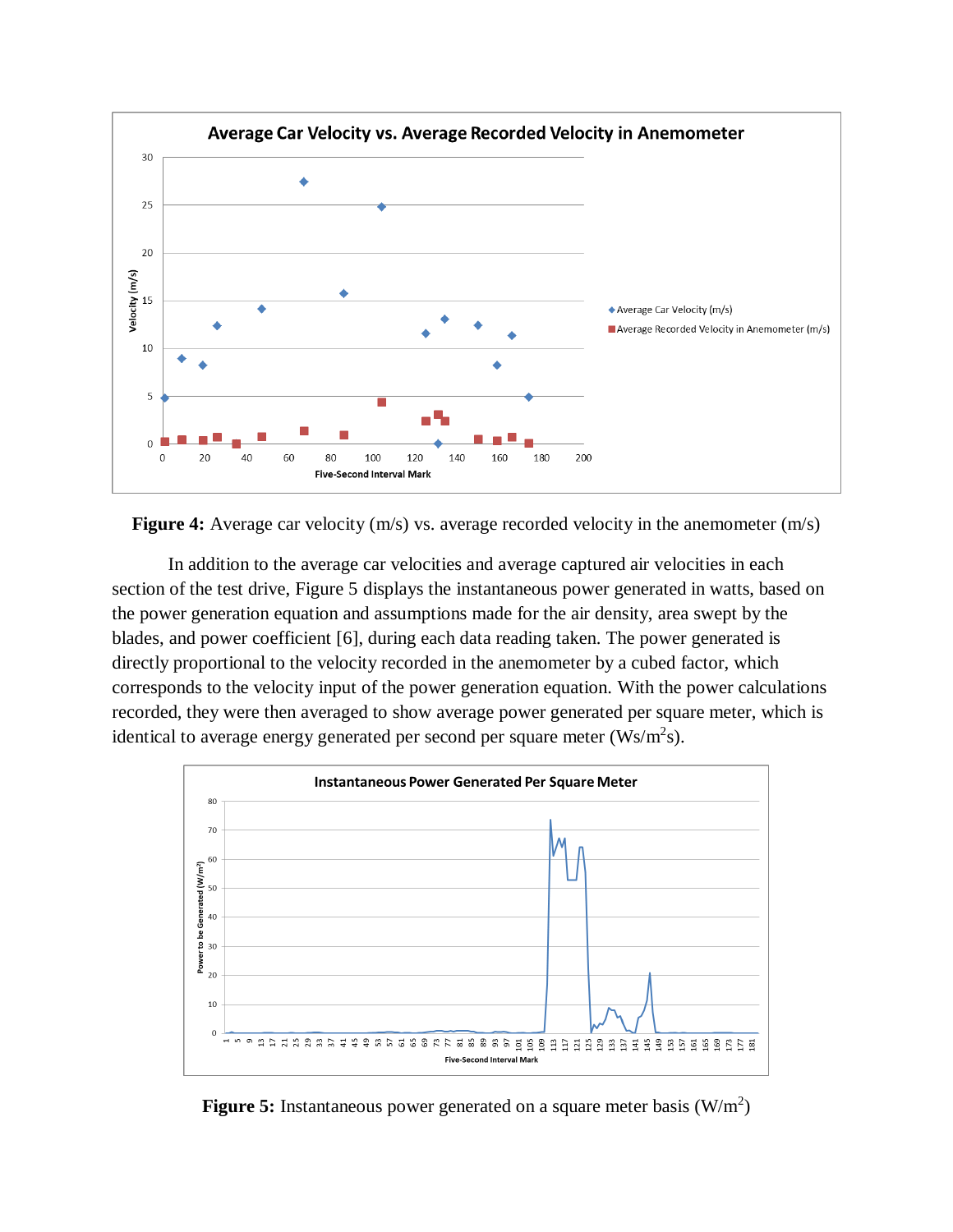**Figure 4:** Average car velocity (m/s) vs. average recorded velocity in the anemometer (m/s)

In addition to the average car velocities and average captured air velocities in each section of the test drive, Figure 5 displays the instantaneous power generated in watts, based on the power generation equation and assumptions made for the air density, area swept by the blades, and power coefficient [6], during each data reading taken. The power generated is directly proportional to the velocity recorded in the anemometer by a cubed factor, which corresponds to the velocity input of the power generation equation. With the power calculations recorded, they were then averaged to show average power generated per square meter, which is identical to average energy generated per second per square meter ($Ws/m^2s$).

**Figure 5:** Instantaneous power generated on a square meter basis ($W/m^2$)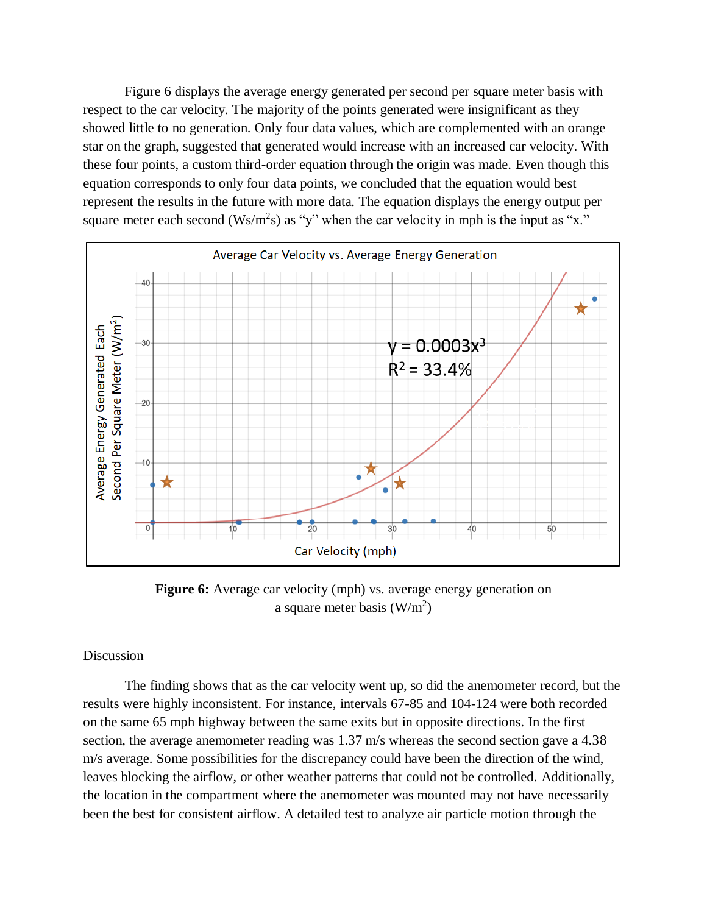Figure 6 displays the average energy generated per second per square meter basis with respect to the car velocity. The majority of the points generated were insignificant as they showed little to no generation. Only four data values, which are complemented with an orange star on the graph, suggested that generated would increase with an increased car velocity. With these four points, a custom third-order equation through the origin was made. Even though this equation corresponds to only four data points, we concluded that the equation would best represent the results in the future with more data. The equation displays the energy output per square meter each second ($Ws/m^2s$) as "y" when the car velocity in mph is the input as "x."

**Figure 6:** Average car velocity (mph) vs. average energy generation on a square meter basis ($W/m^2$)

Discussion

The finding shows that as the car velocity went up, so did the anemometer record, but the results were highly inconsistent. For instance, intervals 67-85 and 104-124 were both recorded on the same 65 mph highway between the same exits but in opposite directions. In the first section, the average anemometer reading was 1.37 m/s whereas the second section gave a 4.38 m/s average. Some possibilities for the discrepancy could have been the direction of the wind, leaves blocking the airflow, or other weather patterns that could not be controlled. Additionally, the location in the compartment where the anemometer was mounted may not have necessarily been the best for consistent airflow. A detailed test to analyze air particle motion through the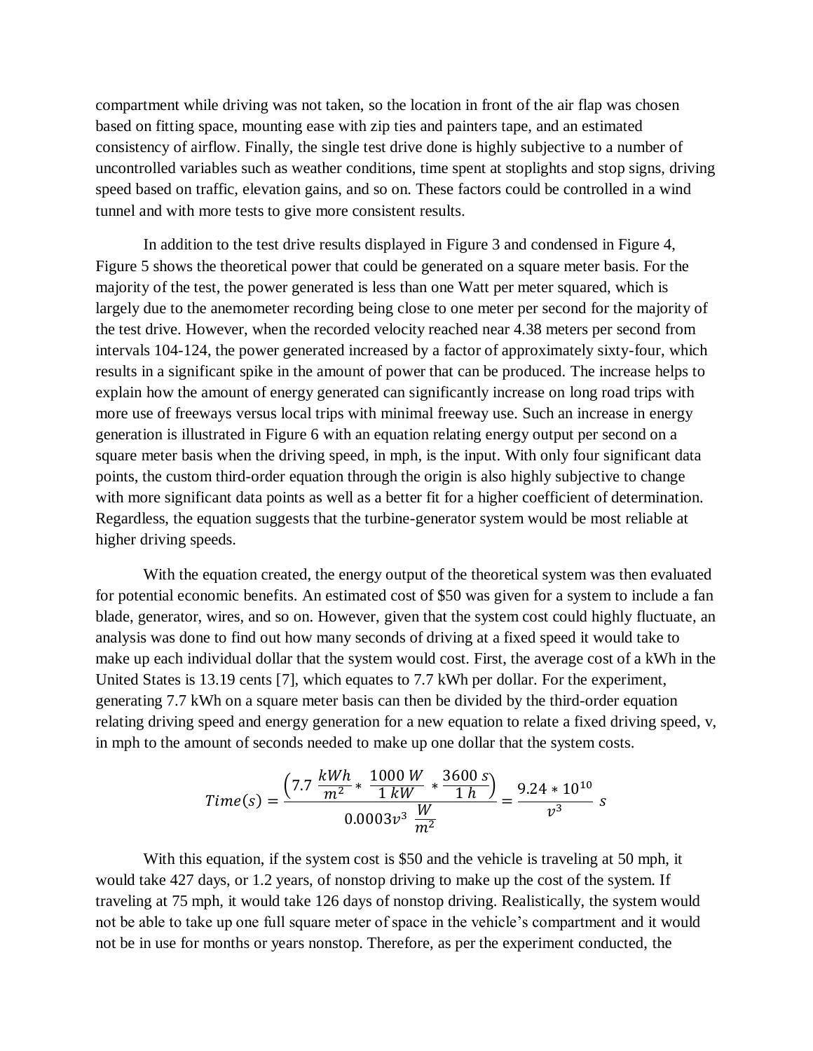compartment while driving was not taken, so the location in front of the air flap was chosen based on fitting space, mounting ease with zip ties and painters tape, and an estimated consistency of airflow. Finally, the single test drive done is highly subjective to a number of uncontrolled variables such as weather conditions, time spent at stoplights and stop signs, driving speed based on traffic, elevation gains, and so on. These factors could be controlled in a wind tunnel and with more tests to give more consistent results.

In addition to the test drive results displayed in Figure 3 and condensed in Figure 4, Figure 5 shows the theoretical power that could be generated on a square meter basis. For the majority of the test, the power generated is less than one Watt per meter squared, which is largely due to the anemometer recording being close to one meter per second for the majority of the test drive. However, when the recorded velocity reached near 4.38 meters per second from intervals 104-124, the power generated increased by a factor of approximately sixty-four, which results in a significant spike in the amount of power that can be produced. The increase helps to explain how the amount of energy generated can significantly increase on long road trips with more use of freeways versus local trips with minimal freeway use. Such an increase in energy generation is illustrated in Figure 6 with an equation relating energy output per second on a square meter basis when the driving speed, in mph, is the input. With only four significant data points, the custom third-order equation through the origin is also highly subjective to change with more significant data points as well as a better fit for a higher coefficient of determination. Regardless, the equation suggests that the turbine-generator system would be most reliable at higher driving speeds.

With the equation created, the energy output of the theoretical system was then evaluated for potential economic benefits. An estimated cost of $50 was given for a system to include a fan blade, generator, wires, and so on. However, given that the system cost could highly fluctuate, an analysis was done to find out how many seconds of driving at a fixed speed it would take to make up each individual dollar that the system would cost. First, the average cost of a kWh in the United States is 13.19 cents [7], which equates to 7.7 kWh per dollar. For the experiment, generating 7.7 kWh on a square meter basis can then be divided by the third-order equation relating driving speed and energy generation for a new equation to relate a fixed driving speed, v, in mph to the amount of seconds needed to make up one dollar that the system costs.

$$Time(s) = \frac{\left(7.7\ \frac{kWh}{m^2} * \frac{1000\ W}{1\ kW} * \frac{3600\ s}{1\ h}\right)}{0.0003v^3\ \frac{W}{m^2}} = \frac{9.24 * 10^{10}}{v^3}\ s$$

With this equation, if the system cost is $50 and the vehicle is traveling at 50 mph, it would take 427 days, or 1.2 years, of nonstop driving to make up the cost of the system. If traveling at 75 mph, it would take 126 days of nonstop driving. Realistically, the system would not be able to take up one full square meter of space in the vehicle's compartment and it would not be in use for months or years nonstop. Therefore, as per the experiment conducted, the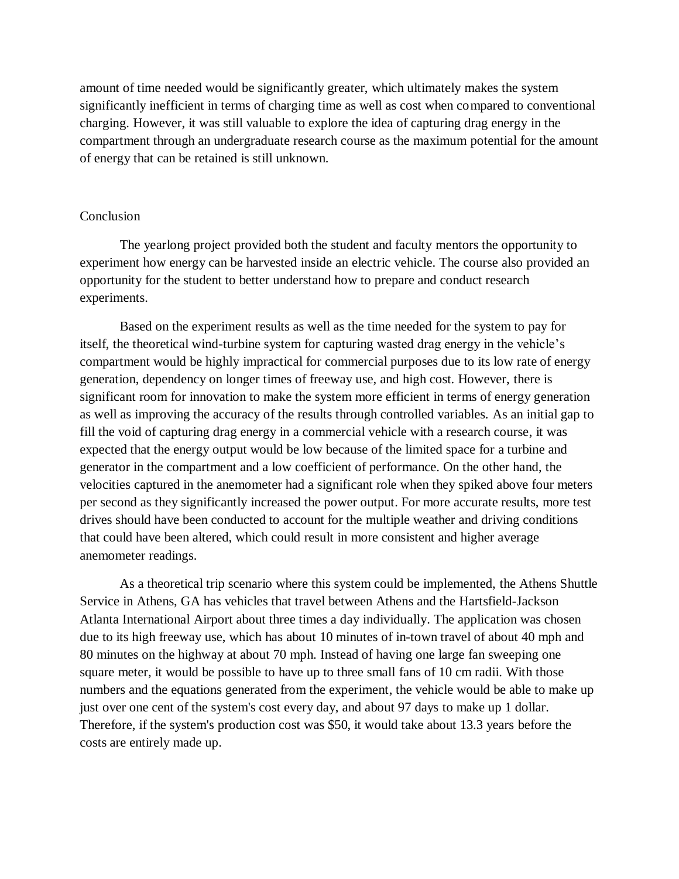amount of time needed would be significantly greater, which ultimately makes the system significantly inefficient in terms of charging time as well as cost when compared to conventional charging. However, it was still valuable to explore the idea of capturing drag energy in the compartment through an undergraduate research course as the maximum potential for the amount of energy that can be retained is still unknown.

## Conclusion

The yearlong project provided both the student and faculty mentors the opportunity to experiment how energy can be harvested inside an electric vehicle. The course also provided an opportunity for the student to better understand how to prepare and conduct research experiments.

Based on the experiment results as well as the time needed for the system to pay for itself, the theoretical wind-turbine system for capturing wasted drag energy in the vehicle's compartment would be highly impractical for commercial purposes due to its low rate of energy generation, dependency on longer times of freeway use, and high cost. However, there is significant room for innovation to make the system more efficient in terms of energy generation as well as improving the accuracy of the results through controlled variables. As an initial gap to fill the void of capturing drag energy in a commercial vehicle with a research course, it was expected that the energy output would be low because of the limited space for a turbine and generator in the compartment and a low coefficient of performance. On the other hand, the velocities captured in the anemometer had a significant role when they spiked above four meters per second as they significantly increased the power output. For more accurate results, more test drives should have been conducted to account for the multiple weather and driving conditions that could have been altered, which could result in more consistent and higher average anemometer readings.

As a theoretical trip scenario where this system could be implemented, the Athens Shuttle Service in Athens, GA has vehicles that travel between Athens and the Hartsfield-Jackson Atlanta International Airport about three times a day individually. The application was chosen due to its high freeway use, which has about 10 minutes of in-town travel of about 40 mph and 80 minutes on the highway at about 70 mph. Instead of having one large fan sweeping one square meter, it would be possible to have up to three small fans of 10 cm radii. With those numbers and the equations generated from the experiment, the vehicle would be able to make up just over one cent of the system's cost every day, and about 97 days to make up 1 dollar. Therefore, if the system's production cost was $50, it would take about 13.3 years before the costs are entirely made up.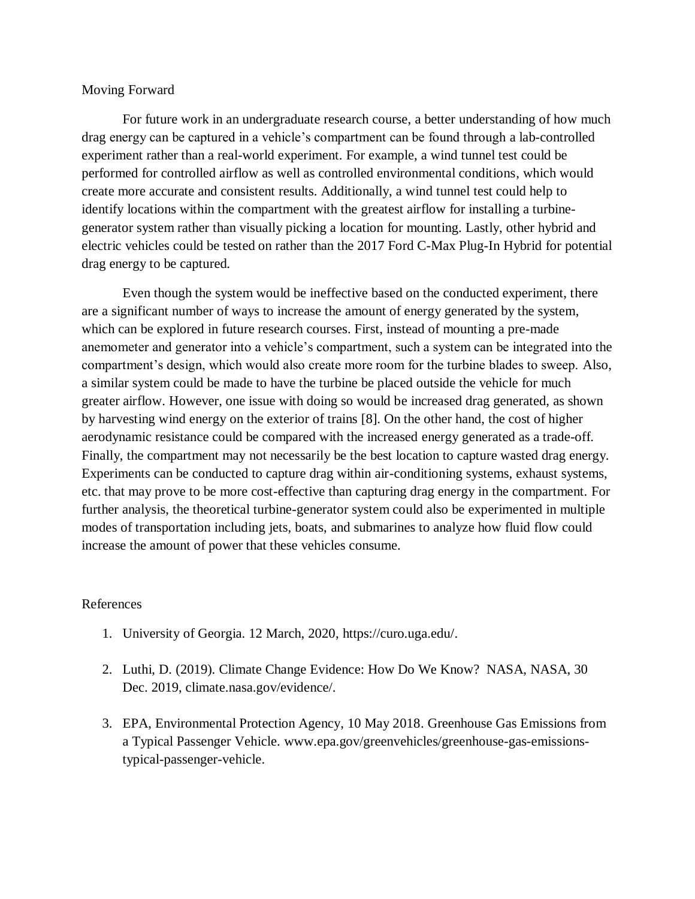## Moving Forward

For future work in an undergraduate research course, a better understanding of how much drag energy can be captured in a vehicle's compartment can be found through a lab-controlled experiment rather than a real-world experiment. For example, a wind tunnel test could be performed for controlled airflow as well as controlled environmental conditions, which would create more accurate and consistent results. Additionally, a wind tunnel test could help to identify locations within the compartment with the greatest airflow for installing a turbine-generator system rather than visually picking a location for mounting. Lastly, other hybrid and electric vehicles could be tested on rather than the 2017 Ford C-Max Plug-In Hybrid for potential drag energy to be captured.

Even though the system would be ineffective based on the conducted experiment, there are a significant number of ways to increase the amount of energy generated by the system, which can be explored in future research courses. First, instead of mounting a pre-made anemometer and generator into a vehicle's compartment, such a system can be integrated into the compartment's design, which would also create more room for the turbine blades to sweep. Also, a similar system could be made to have the turbine be placed outside the vehicle for much greater airflow. However, one issue with doing so would be increased drag generated, as shown by harvesting wind energy on the exterior of trains [8]. On the other hand, the cost of higher aerodynamic resistance could be compared with the increased energy generated as a trade-off. Finally, the compartment may not necessarily be the best location to capture wasted drag energy. Experiments can be conducted to capture drag within air-conditioning systems, exhaust systems, etc. that may prove to be more cost-effective than capturing drag energy in the compartment. For further analysis, the theoretical turbine-generator system could also be experimented in multiple modes of transportation including jets, boats, and submarines to analyze how fluid flow could increase the amount of power that these vehicles consume.

## References

1. University of Georgia. 12 March, 2020, https://curo.uga.edu/.
2. Luthi, D. (2019). Climate Change Evidence: How Do We Know? NASA, NASA, 30 Dec. 2019, climate.nasa.gov/evidence/.
3. EPA, Environmental Protection Agency, 10 May 2018. Greenhouse Gas Emissions from a Typical Passenger Vehicle. www.epa.gov/greenvehicles/greenhouse-gas-emissions-typical-passenger-vehicle.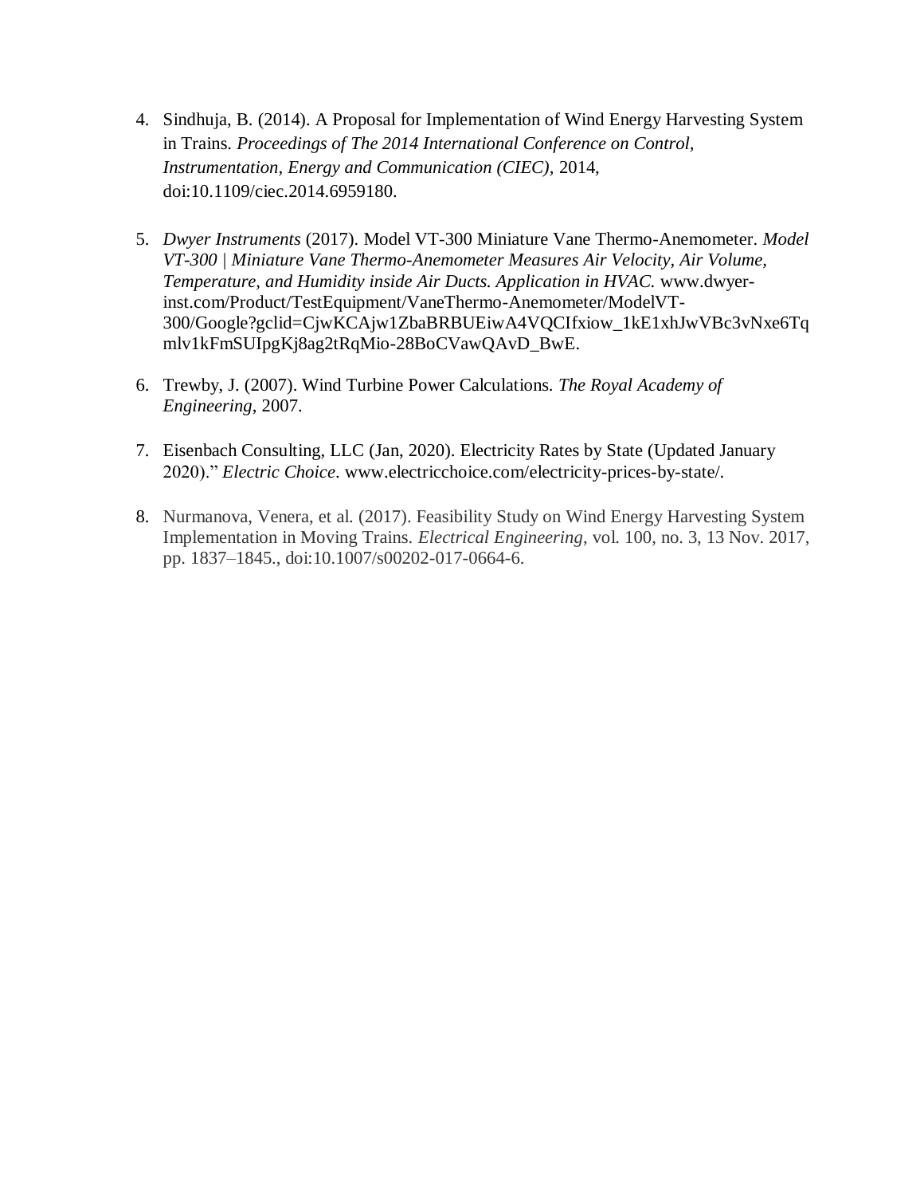4. Sindhuja, B. (2014). A Proposal for Implementation of Wind Energy Harvesting System in Trains. *Proceedings of The 2014 International Conference on Control, Instrumentation, Energy and Communication (CIEC)*, 2014, doi:10.1109/ciec.2014.6959180.

5. *Dwyer Instruments* (2017). Model VT-300 Miniature Vane Thermo-Anemometer. *Model VT-300 | Miniature Vane Thermo-Anemometer Measures Air Velocity, Air Volume, Temperature, and Humidity inside Air Ducts. Application in HVAC.* www.dwyer-inst.com/Product/TestEquipment/VaneThermo-Anemometer/ModelVT-300/Google?gclid=CjwKCAjw1ZbaBRBUEiwA4VQCIfxiow_1kE1xhJwVBc3vNxe6Tqmlv1kFmSUIpgKj8ag2tRqMio-28BoCVawQAvD_BwE.

6. Trewby, J. (2007). Wind Turbine Power Calculations. *The Royal Academy of Engineering*, 2007.

7. Eisenbach Consulting, LLC (Jan, 2020). Electricity Rates by State (Updated January 2020)." *Electric Choice*. www.electricchoice.com/electricity-prices-by-state/.

8. Nurmanova, Venera, et al. (2017). Feasibility Study on Wind Energy Harvesting System Implementation in Moving Trains. *Electrical Engineering*, vol. 100, no. 3, 13 Nov. 2017, pp. 1837–1845., doi:10.1007/s00202-017-0664-6.